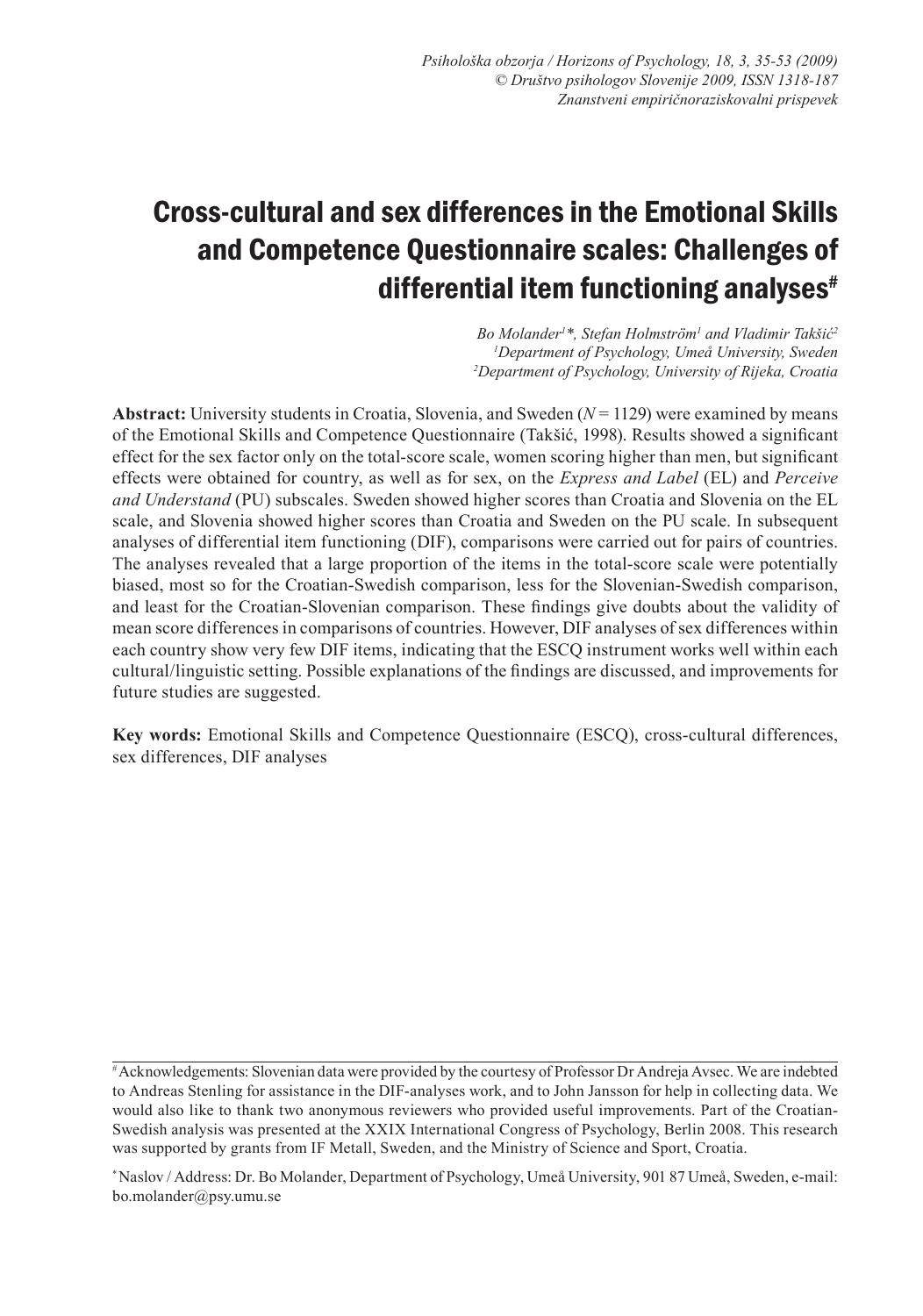# Cross-cultural and sex differences in the Emotional Skills and Competence Questionnaire scales: Challenges of differential item functioning analyses[#]

*Bo Molander[1]\*, Stefan Holmström[1] and Vladimir Takšić[2]*
*[1]Department of Psychology, Umeå University, Sweden*
*[2]Department of Psychology, University of Rijeka, Croatia*

**Abstract:** University students in Croatia, Slovenia, and Sweden ($N = 1129$) were examined by means of the Emotional Skills and Competence Questionnaire (Takšić, 1998). Results showed a significant effect for the sex factor only on the total-score scale, women scoring higher than men, but significant effects were obtained for country, as well as for sex, on the *Express and Label* (EL) and *Perceive and Understand* (PU) subscales. Sweden showed higher scores than Croatia and Slovenia on the EL scale, and Slovenia showed higher scores than Croatia and Sweden on the PU scale. In subsequent analyses of differential item functioning (DIF), comparisons were carried out for pairs of countries. The analyses revealed that a large proportion of the items in the total-score scale were potentially biased, most so for the Croatian-Swedish comparison, less for the Slovenian-Swedish comparison, and least for the Croatian-Slovenian comparison. These findings give doubts about the validity of mean score differences in comparisons of countries. However, DIF analyses of sex differences within each country show very few DIF items, indicating that the ESCQ instrument works well within each cultural/linguistic setting. Possible explanations of the findings are discussed, and improvements for future studies are suggested.

**Key words:** Emotional Skills and Competence Questionnaire (ESCQ), cross-cultural differences, sex differences, DIF analyses

---

[#] Acknowledgements: Slovenian data were provided by the courtesy of Professor Dr Andreja Avsec. We are indebted to Andreas Stenling for assistance in the DIF-analyses work, and to John Jansson for help in collecting data. We would also like to thank two anonymous reviewers who provided useful improvements. Part of the Croatian-Swedish analysis was presented at the XXIX International Congress of Psychology, Berlin 2008. This research was supported by grants from IF Metall, Sweden, and the Ministry of Science and Sport, Croatia.

\* Naslov / Address: Dr. Bo Molander, Department of Psychology, Umeå University, 901 87 Umeå, Sweden, e-mail: bo.molander@psy.umu.se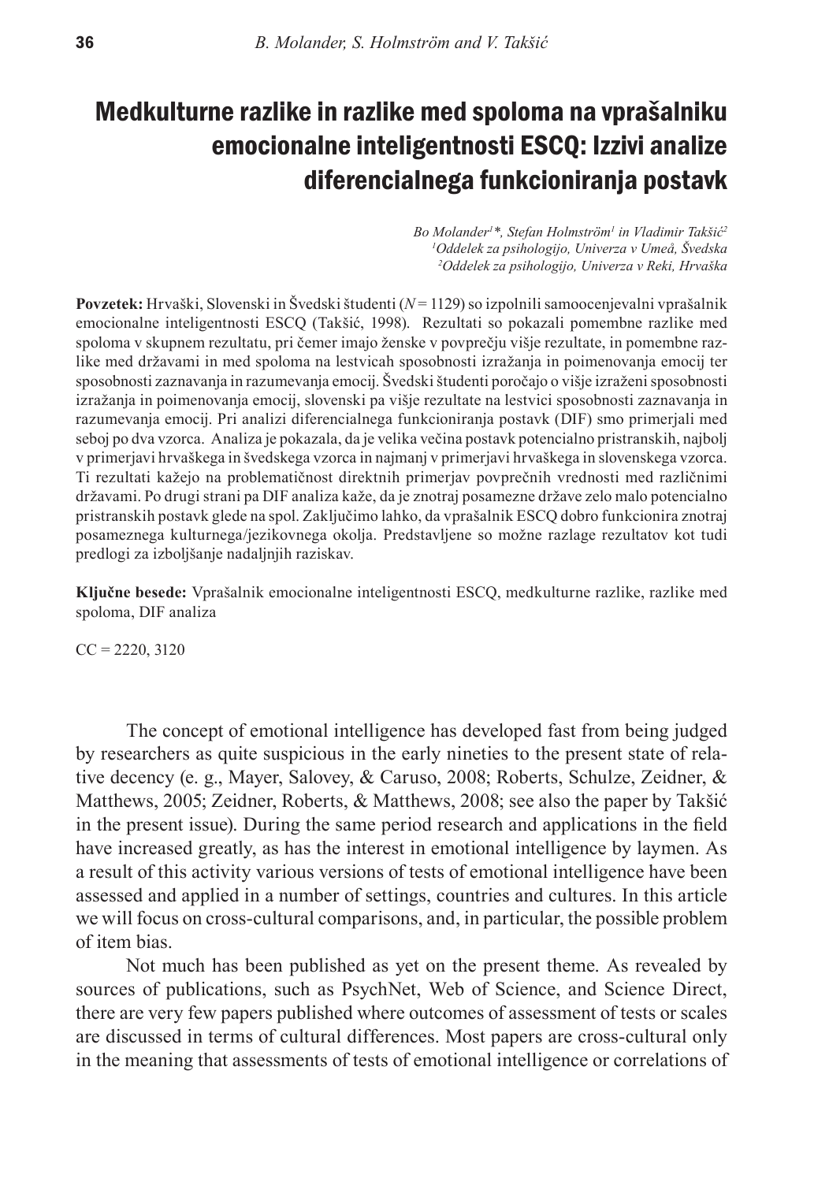## Medkulturne razlike in razlike med spoloma na vprašalniku emocionalne inteligentnosti ESCQ: Izzivi analize diferencialnega funkcioniranja postavk

*Bo Molander[1]\*, Stefan Holmström[1] in Vladimir Takšić[2]*
*[1]Oddelek za psihologijo, Univerza v Umeå, Švedska*
*[2]Oddelek za psihologijo, Univerza v Reki, Hrvaška*

**Povzetek:** Hrvaški, Slovenski in Švedski študenti ($N = 1129$) so izpolnili samoocenjevalni vprašalnik emocionalne inteligentnosti ESCQ (Takšić, 1998). Rezultati so pokazali pomembne razlike med spoloma v skupnem rezultatu, pri čemer imajo ženske v povprečju višje rezultate, in pomembne razlike med državami in med spoloma na lestvicah sposobnosti izražanja in poimenovanja emocij ter sposobnosti zaznavanja in razumevanja emocij. Švedski študenti poročajo o višje izraženi sposobnosti izražanja in poimenovanja emocij, slovenski pa višje rezultate na lestvici sposobnosti zaznavanja in razumevanja emocij. Pri analizi diferencialnega funkcioniranja postavk (DIF) smo primerjali med seboj po dva vzorca. Analiza je pokazala, da je velika večina postavk potencialno pristranskih, najbolj v primerjavi hrvaškega in švedskega vzorca in najmanj v primerjavi hrvaškega in slovenskega vzorca. Ti rezultati kažejo na problematičnost direktnih primerjav povprečnih vrednosti med različnimi državami. Po drugi strani pa DIF analiza kaže, da je znotraj posamezne države zelo malo potencialno pristranskih postavk glede na spol. Zaključimo lahko, da vprašalnik ESCQ dobro funkcionira znotraj posameznega kulturnega/jezikovnega okolja. Predstavljene so možne razlage rezultatov kot tudi predlogi za izboljšanje nadaljnjih raziskav.

**Ključne besede:** Vprašalnik emocionalne inteligentnosti ESCQ, medkulturne razlike, razlike med spoloma, DIF analiza

CC = 2220, 3120

The concept of emotional intelligence has developed fast from being judged by researchers as quite suspicious in the early nineties to the present state of relative decency (e. g., Mayer, Salovey, & Caruso, 2008; Roberts, Schulze, Zeidner, & Matthews, 2005; Zeidner, Roberts, & Matthews, 2008; see also the paper by Takšić in the present issue). During the same period research and applications in the field have increased greatly, as has the interest in emotional intelligence by laymen. As a result of this activity various versions of tests of emotional intelligence have been assessed and applied in a number of settings, countries and cultures. In this article we will focus on cross-cultural comparisons, and, in particular, the possible problem of item bias.

Not much has been published as yet on the present theme. As revealed by sources of publications, such as PsychNet, Web of Science, and Science Direct, there are very few papers published where outcomes of assessment of tests or scales are discussed in terms of cultural differences. Most papers are cross-cultural only in the meaning that assessments of tests of emotional intelligence or correlations of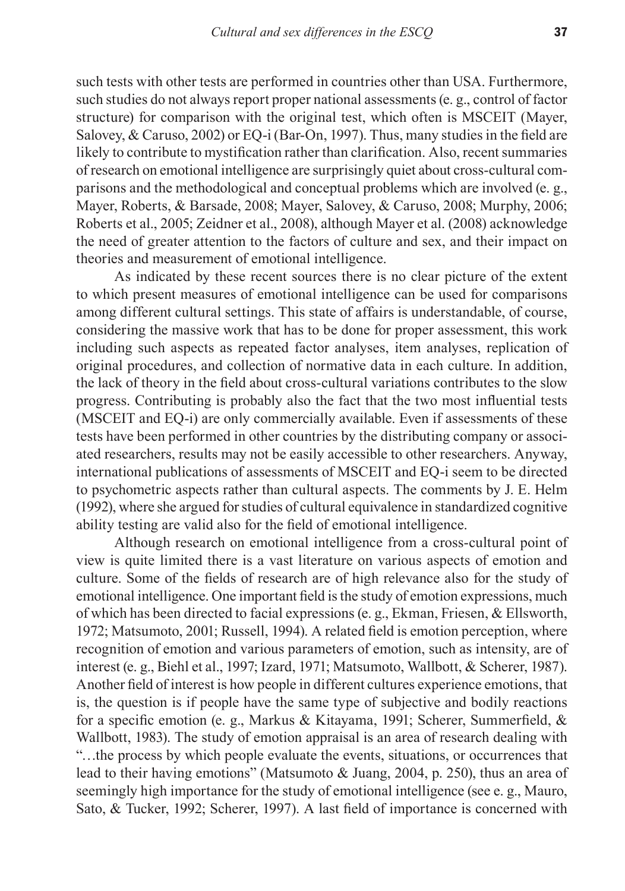such tests with other tests are performed in countries other than USA. Furthermore, such studies do not always report proper national assessments (e. g., control of factor structure) for comparison with the original test, which often is MSCEIT (Mayer, Salovey, & Caruso, 2002) or EQ-i (Bar-On, 1997). Thus, many studies in the field are likely to contribute to mystification rather than clarification. Also, recent summaries of research on emotional intelligence are surprisingly quiet about cross-cultural comparisons and the methodological and conceptual problems which are involved (e. g., Mayer, Roberts, & Barsade, 2008; Mayer, Salovey, & Caruso, 2008; Murphy, 2006; Roberts et al., 2005; Zeidner et al., 2008), although Mayer et al. (2008) acknowledge the need of greater attention to the factors of culture and sex, and their impact on theories and measurement of emotional intelligence.

As indicated by these recent sources there is no clear picture of the extent to which present measures of emotional intelligence can be used for comparisons among different cultural settings. This state of affairs is understandable, of course, considering the massive work that has to be done for proper assessment, this work including such aspects as repeated factor analyses, item analyses, replication of original procedures, and collection of normative data in each culture. In addition, the lack of theory in the field about cross-cultural variations contributes to the slow progress. Contributing is probably also the fact that the two most influential tests (MSCEIT and EQ-i) are only commercially available. Even if assessments of these tests have been performed in other countries by the distributing company or associated researchers, results may not be easily accessible to other researchers. Anyway, international publications of assessments of MSCEIT and EQ-i seem to be directed to psychometric aspects rather than cultural aspects. The comments by J. E. Helm (1992), where she argued for studies of cultural equivalence in standardized cognitive ability testing are valid also for the field of emotional intelligence.

Although research on emotional intelligence from a cross-cultural point of view is quite limited there is a vast literature on various aspects of emotion and culture. Some of the fields of research are of high relevance also for the study of emotional intelligence. One important field is the study of emotion expressions, much of which has been directed to facial expressions (e. g., Ekman, Friesen, & Ellsworth, 1972; Matsumoto, 2001; Russell, 1994). A related field is emotion perception, where recognition of emotion and various parameters of emotion, such as intensity, are of interest (e. g., Biehl et al., 1997; Izard, 1971; Matsumoto, Wallbott, & Scherer, 1987). Another field of interest is how people in different cultures experience emotions, that is, the question is if people have the same type of subjective and bodily reactions for a specific emotion (e. g., Markus & Kitayama, 1991; Scherer, Summerfield, & Wallbott, 1983). The study of emotion appraisal is an area of research dealing with "…the process by which people evaluate the events, situations, or occurrences that lead to their having emotions" (Matsumoto & Juang, 2004, p. 250), thus an area of seemingly high importance for the study of emotional intelligence (see e. g., Mauro, Sato, & Tucker, 1992; Scherer, 1997). A last field of importance is concerned with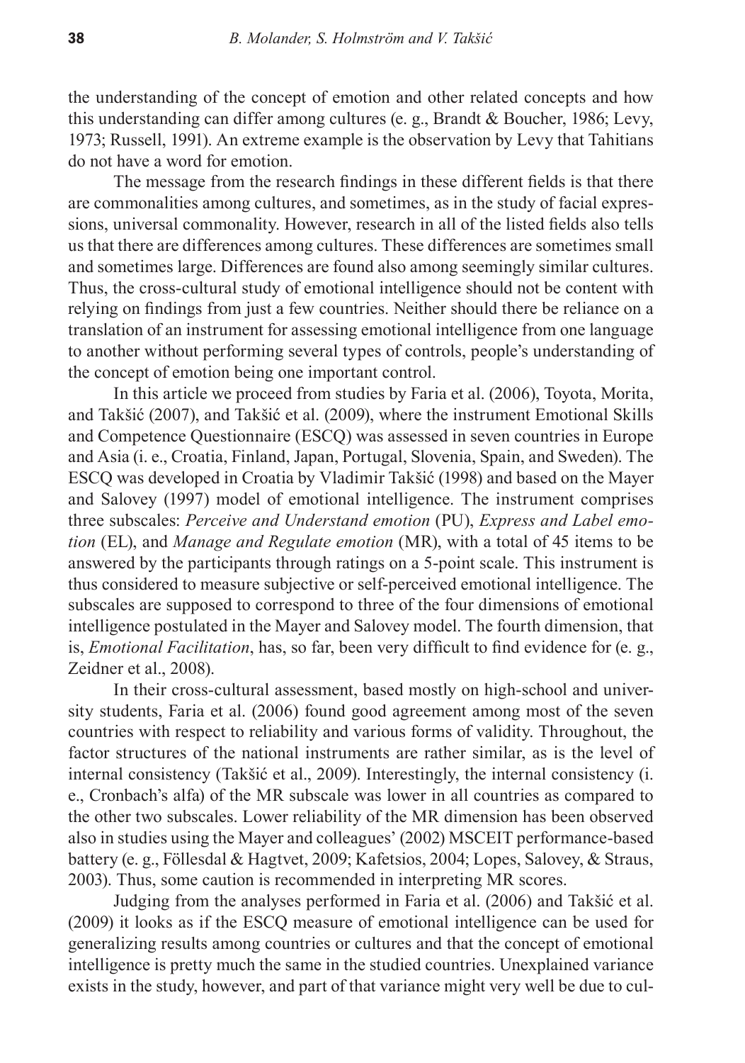the understanding of the concept of emotion and other related concepts and how this understanding can differ among cultures (e. g., Brandt & Boucher, 1986; Levy, 1973; Russell, 1991). An extreme example is the observation by Levy that Tahitians do not have a word for emotion.

The message from the research findings in these different fields is that there are commonalities among cultures, and sometimes, as in the study of facial expressions, universal commonality. However, research in all of the listed fields also tells us that there are differences among cultures. These differences are sometimes small and sometimes large. Differences are found also among seemingly similar cultures. Thus, the cross-cultural study of emotional intelligence should not be content with relying on findings from just a few countries. Neither should there be reliance on a translation of an instrument for assessing emotional intelligence from one language to another without performing several types of controls, people's understanding of the concept of emotion being one important control.

In this article we proceed from studies by Faria et al. (2006), Toyota, Morita, and Takšić (2007), and Takšić et al. (2009), where the instrument Emotional Skills and Competence Questionnaire (ESCQ) was assessed in seven countries in Europe and Asia (i. e., Croatia, Finland, Japan, Portugal, Slovenia, Spain, and Sweden). The ESCQ was developed in Croatia by Vladimir Takšić (1998) and based on the Mayer and Salovey (1997) model of emotional intelligence. The instrument comprises three subscales: *Perceive and Understand emotion* (PU), *Express and Label emotion* (EL), and *Manage and Regulate emotion* (MR), with a total of 45 items to be answered by the participants through ratings on a 5-point scale. This instrument is thus considered to measure subjective or self-perceived emotional intelligence. The subscales are supposed to correspond to three of the four dimensions of emotional intelligence postulated in the Mayer and Salovey model. The fourth dimension, that is, *Emotional Facilitation*, has, so far, been very difficult to find evidence for (e. g., Zeidner et al., 2008).

In their cross-cultural assessment, based mostly on high-school and university students, Faria et al. (2006) found good agreement among most of the seven countries with respect to reliability and various forms of validity. Throughout, the factor structures of the national instruments are rather similar, as is the level of internal consistency (Takšić et al., 2009). Interestingly, the internal consistency (i. e., Cronbach's alfa) of the MR subscale was lower in all countries as compared to the other two subscales. Lower reliability of the MR dimension has been observed also in studies using the Mayer and colleagues' (2002) MSCEIT performance-based battery (e. g., Föllesdal & Hagtvet, 2009; Kafetsios, 2004; Lopes, Salovey, & Straus, 2003). Thus, some caution is recommended in interpreting MR scores.

Judging from the analyses performed in Faria et al. (2006) and Takšić et al. (2009) it looks as if the ESCQ measure of emotional intelligence can be used for generalizing results among countries or cultures and that the concept of emotional intelligence is pretty much the same in the studied countries. Unexplained variance exists in the study, however, and part of that variance might very well be due to cul-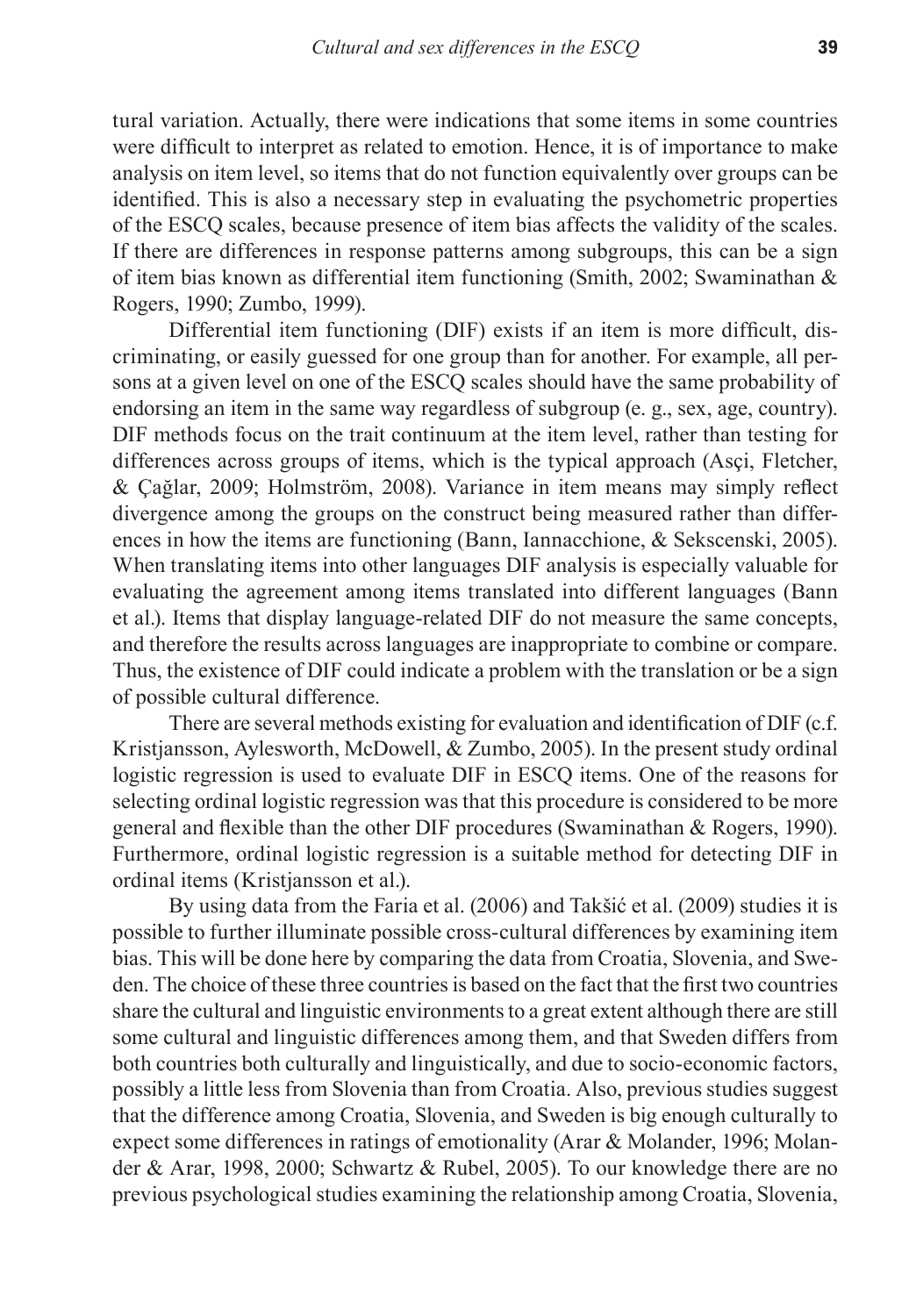tural variation. Actually, there were indications that some items in some countries were difficult to interpret as related to emotion. Hence, it is of importance to make analysis on item level, so items that do not function equivalently over groups can be identified. This is also a necessary step in evaluating the psychometric properties of the ESCQ scales, because presence of item bias affects the validity of the scales. If there are differences in response patterns among subgroups, this can be a sign of item bias known as differential item functioning (Smith, 2002; Swaminathan & Rogers, 1990; Zumbo, 1999).

Differential item functioning (DIF) exists if an item is more difficult, discriminating, or easily guessed for one group than for another. For example, all persons at a given level on one of the ESCQ scales should have the same probability of endorsing an item in the same way regardless of subgroup (e. g., sex, age, country). DIF methods focus on the trait continuum at the item level, rather than testing for differences across groups of items, which is the typical approach (Asçi, Fletcher, & Çağlar, 2009; Holmström, 2008). Variance in item means may simply reflect divergence among the groups on the construct being measured rather than differences in how the items are functioning (Bann, Iannacchione, & Sekscenski, 2005). When translating items into other languages DIF analysis is especially valuable for evaluating the agreement among items translated into different languages (Bann et al.). Items that display language-related DIF do not measure the same concepts, and therefore the results across languages are inappropriate to combine or compare. Thus, the existence of DIF could indicate a problem with the translation or be a sign of possible cultural difference.

There are several methods existing for evaluation and identification of DIF (c.f. Kristjansson, Aylesworth, McDowell, & Zumbo, 2005). In the present study ordinal logistic regression is used to evaluate DIF in ESCQ items. One of the reasons for selecting ordinal logistic regression was that this procedure is considered to be more general and flexible than the other DIF procedures (Swaminathan & Rogers, 1990). Furthermore, ordinal logistic regression is a suitable method for detecting DIF in ordinal items (Kristjansson et al.).

By using data from the Faria et al. (2006) and Takšić et al. (2009) studies it is possible to further illuminate possible cross-cultural differences by examining item bias. This will be done here by comparing the data from Croatia, Slovenia, and Sweden. The choice of these three countries is based on the fact that the first two countries share the cultural and linguistic environments to a great extent although there are still some cultural and linguistic differences among them, and that Sweden differs from both countries both culturally and linguistically, and due to socio-economic factors, possibly a little less from Slovenia than from Croatia. Also, previous studies suggest that the difference among Croatia, Slovenia, and Sweden is big enough culturally to expect some differences in ratings of emotionality (Arar & Molander, 1996; Molander & Arar, 1998, 2000; Schwartz & Rubel, 2005). To our knowledge there are no previous psychological studies examining the relationship among Croatia, Slovenia,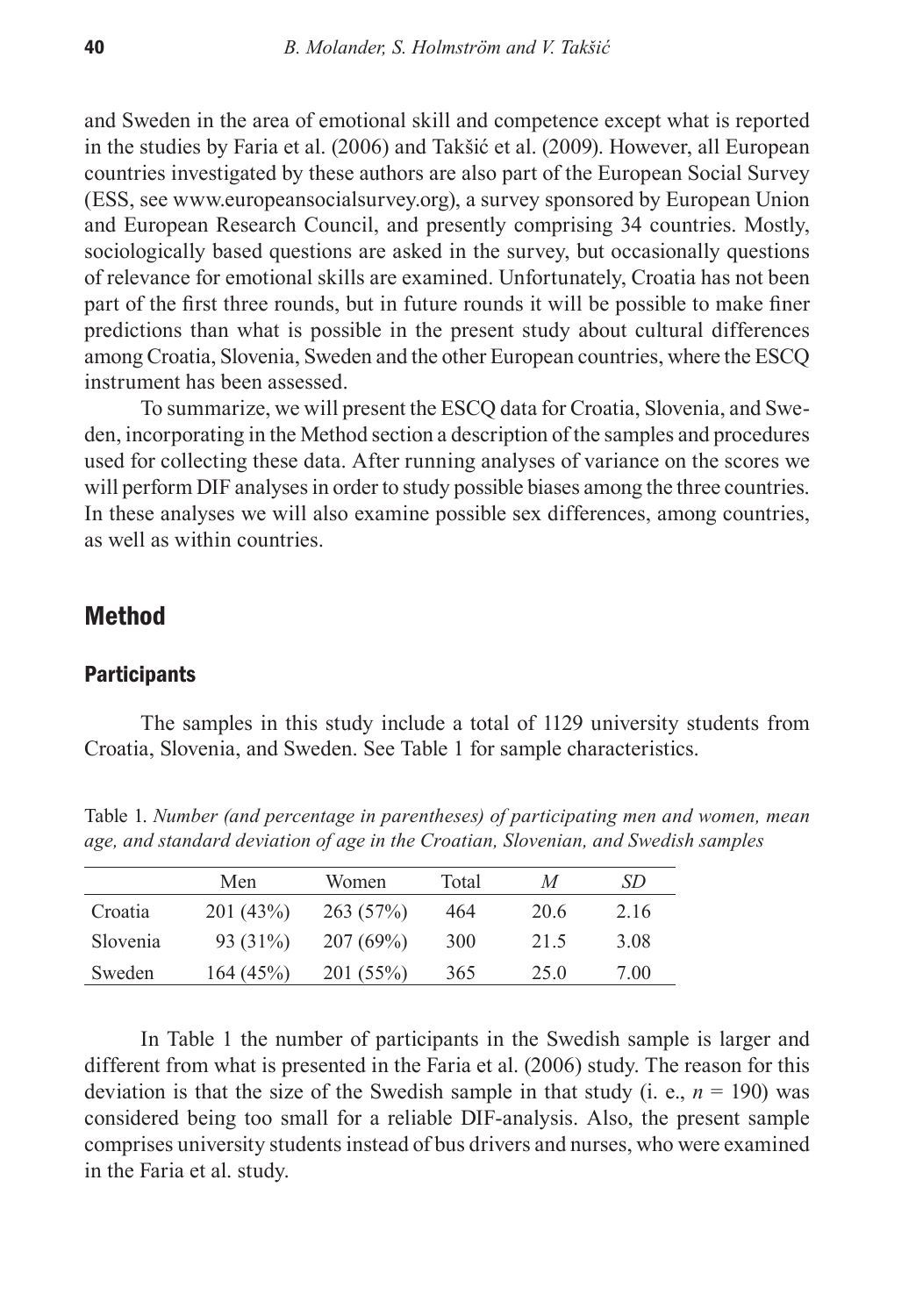and Sweden in the area of emotional skill and competence except what is reported in the studies by Faria et al. (2006) and Takšić et al. (2009). However, all European countries investigated by these authors are also part of the European Social Survey (ESS, see www.europeansocialsurvey.org), a survey sponsored by European Union and European Research Council, and presently comprising 34 countries. Mostly, sociologically based questions are asked in the survey, but occasionally questions of relevance for emotional skills are examined. Unfortunately, Croatia has not been part of the first three rounds, but in future rounds it will be possible to make finer predictions than what is possible in the present study about cultural differences among Croatia, Slovenia, Sweden and the other European countries, where the ESCQ instrument has been assessed.

To summarize, we will present the ESCQ data for Croatia, Slovenia, and Sweden, incorporating in the Method section a description of the samples and procedures used for collecting these data. After running analyses of variance on the scores we will perform DIF analyses in order to study possible biases among the three countries. In these analyses we will also examine possible sex differences, among countries, as well as within countries.

## Method

### Participants

The samples in this study include a total of 1129 university students from Croatia, Slovenia, and Sweden. See Table 1 for sample characteristics.

Table 1. *Number (and percentage in parentheses) of participating men and women, mean age, and standard deviation of age in the Croatian, Slovenian, and Swedish samples*

| | Men | Women | Total | *M* | *SD* |
|---|---|---|---|---|---|
| Croatia | 201 (43%) | 263 (57%) | 464 | 20.6 | 2.16 |
| Slovenia | 93 (31%) | 207 (69%) | 300 | 21.5 | 3.08 |
| Sweden | 164 (45%) | 201 (55%) | 365 | 25.0 | 7.00 |

In Table 1 the number of participants in the Swedish sample is larger and different from what is presented in the Faria et al. (2006) study. The reason for this deviation is that the size of the Swedish sample in that study (i. e., $n = 190$) was considered being too small for a reliable DIF-analysis. Also, the present sample comprises university students instead of bus drivers and nurses, who were examined in the Faria et al. study.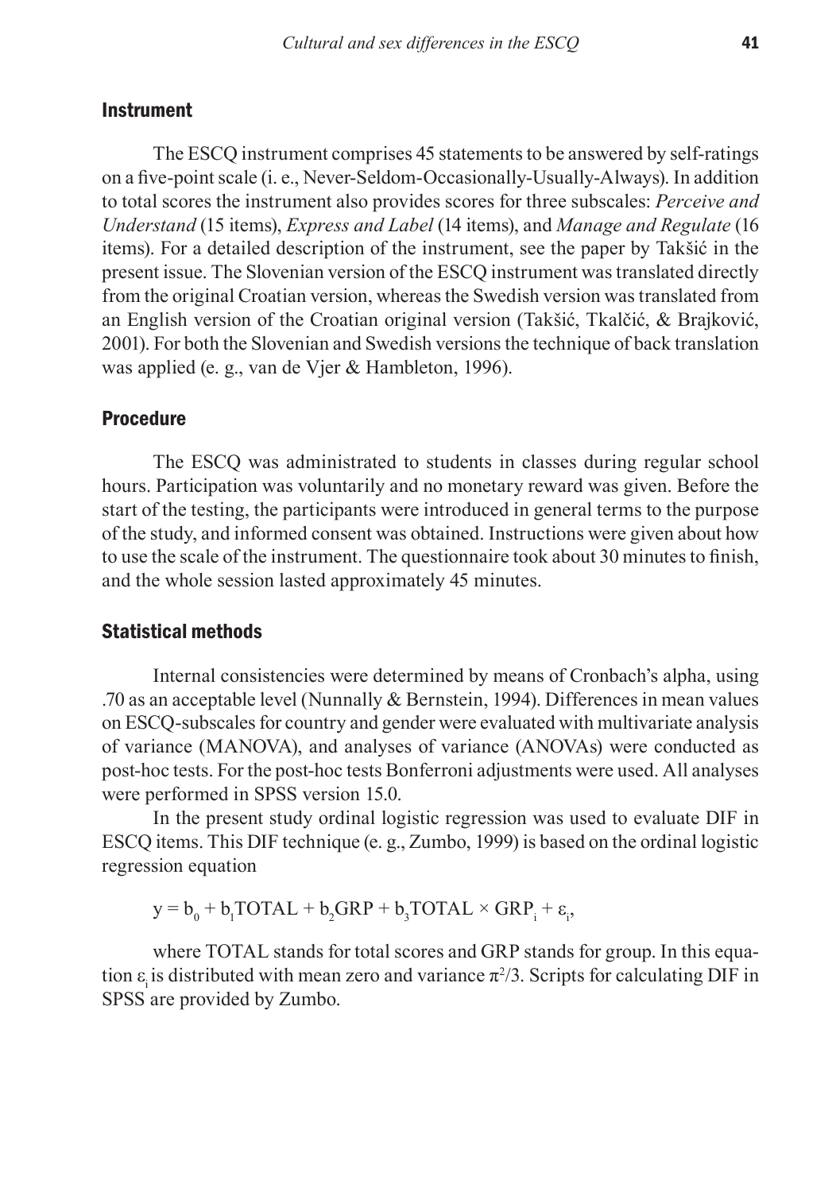## Instrument

The ESCQ instrument comprises 45 statements to be answered by self-ratings on a five-point scale (i. e., Never-Seldom-Occasionally-Usually-Always). In addition to total scores the instrument also provides scores for three subscales: *Perceive and Understand* (15 items), *Express and Label* (14 items), and *Manage and Regulate* (16 items). For a detailed description of the instrument, see the paper by Takšić in the present issue. The Slovenian version of the ESCQ instrument was translated directly from the original Croatian version, whereas the Swedish version was translated from an English version of the Croatian original version (Takšić, Tkalčić, & Brajković, 2001). For both the Slovenian and Swedish versions the technique of back translation was applied (e. g., van de Vjer & Hambleton, 1996).

## Procedure

The ESCQ was administrated to students in classes during regular school hours. Participation was voluntarily and no monetary reward was given. Before the start of the testing, the participants were introduced in general terms to the purpose of the study, and informed consent was obtained. Instructions were given about how to use the scale of the instrument. The questionnaire took about 30 minutes to finish, and the whole session lasted approximately 45 minutes.

## Statistical methods

Internal consistencies were determined by means of Cronbach's alpha, using .70 as an acceptable level (Nunnally & Bernstein, 1994). Differences in mean values on ESCQ-subscales for country and gender were evaluated with multivariate analysis of variance (MANOVA), and analyses of variance (ANOVAs) were conducted as post-hoc tests. For the post-hoc tests Bonferroni adjustments were used. All analyses were performed in SPSS version 15.0.

In the present study ordinal logistic regression was used to evaluate DIF in ESCQ items. This DIF technique (e. g., Zumbo, 1999) is based on the ordinal logistic regression equation

$$y = b_0 + b_1\text{TOTAL} + b_2\text{GRP} + b_3\text{TOTAL} \times \text{GRP}_i + \varepsilon_i,$$

where TOTAL stands for total scores and GRP stands for group. In this equation $\varepsilon_i$ is distributed with mean zero and variance $\pi^2/3$. Scripts for calculating DIF in SPSS are provided by Zumbo.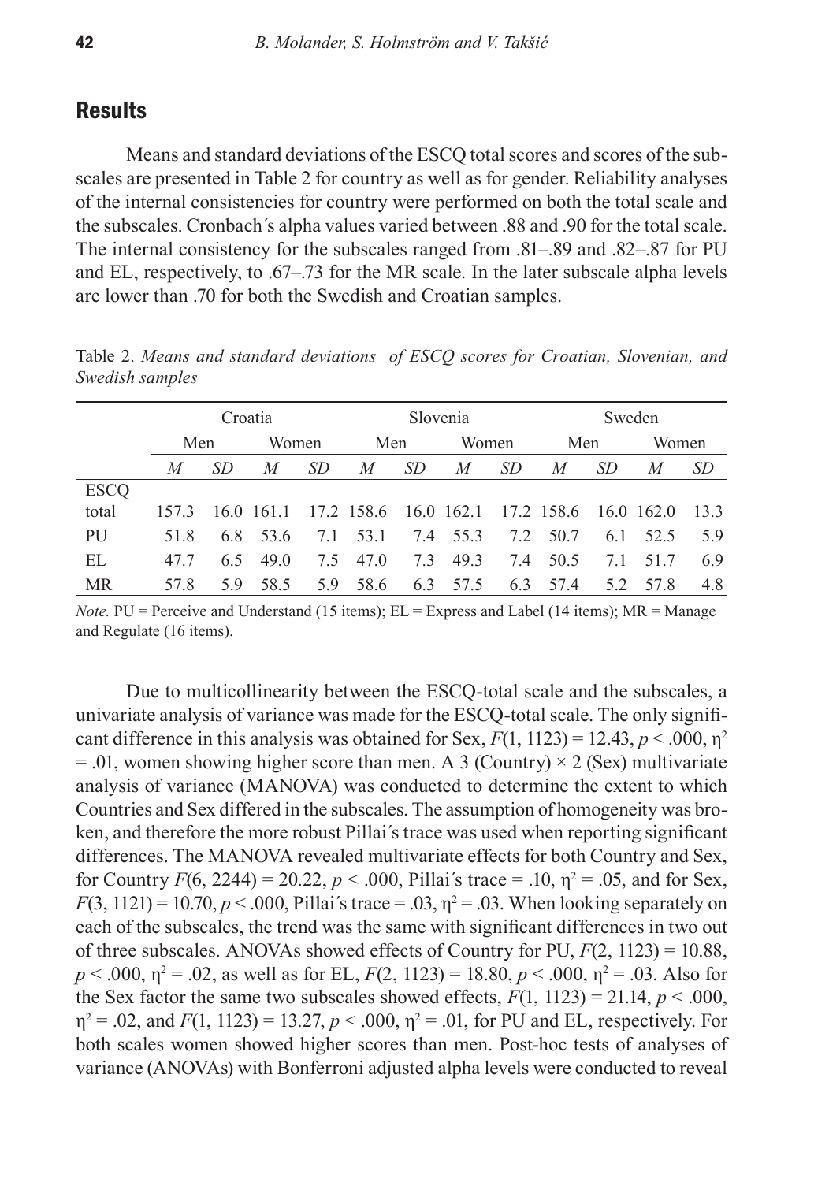## Results

Means and standard deviations of the ESCQ total scores and scores of the subscales are presented in Table 2 for country as well as for gender. Reliability analyses of the internal consistencies for country were performed on both the total scale and the subscales. Cronbach´s alpha values varied between .88 and .90 for the total scale. The internal consistency for the subscales ranged from .81–.89 and .82–.87 for PU and EL, respectively, to .67–.73 for the MR scale. In the later subscale alpha levels are lower than .70 for both the Swedish and Croatian samples.

Table 2. *Means and standard deviations of ESCQ scores for Croatian, Slovenian, and Swedish samples*

| | Croatia | | | | Slovenia | | | | Sweden | | | |
|---|---|---|---|---|---|---|---|---|---|---|---|---|
| | Men | | Women | | Men | | Women | | Men | | Women | |
| | *M* | *SD* | *M* | *SD* | *M* | *SD* | *M* | *SD* | *M* | *SD* | *M* | *SD* |
| ESCQ total | 157.3 | 16.0 | 161.1 | 17.2 | 158.6 | 16.0 | 162.1 | 17.2 | 158.6 | 16.0 | 162.0 | 13.3 |
| PU | 51.8 | 6.8 | 53.6 | 7.1 | 53.1 | 7.4 | 55.3 | 7.2 | 50.7 | 6.1 | 52.5 | 5.9 |
| EL | 47.7 | 6.5 | 49.0 | 7.5 | 47.0 | 7.3 | 49.3 | 7.4 | 50.5 | 7.1 | 51.7 | 6.9 |
| MR | 57.8 | 5.9 | 58.5 | 5.9 | 58.6 | 6.3 | 57.5 | 6.3 | 57.4 | 5.2 | 57.8 | 4.8 |

*Note.* PU = Perceive and Understand (15 items); EL = Express and Label (14 items); MR = Manage and Regulate (16 items).

Due to multicollinearity between the ESCQ-total scale and the subscales, a univariate analysis of variance was made for the ESCQ-total scale. The only significant difference in this analysis was obtained for Sex, $F(1, 1123) = 12.43$, $p < .000$, $\eta^2 = .01$, women showing higher score than men. A 3 (Country) × 2 (Sex) multivariate analysis of variance (MANOVA) was conducted to determine the extent to which Countries and Sex differed in the subscales. The assumption of homogeneity was broken, and therefore the more robust Pillai´s trace was used when reporting significant differences. The MANOVA revealed multivariate effects for both Country and Sex, for Country $F(6, 2244) = 20.22$, $p < .000$, Pillai´s trace = .10, $\eta^2 = .05$, and for Sex, $F(3, 1121) = 10.70$, $p < .000$, Pillai´s trace = .03, $\eta^2 = .03$. When looking separately on each of the subscales, the trend was the same with significant differences in two out of three subscales. ANOVAs showed effects of Country for PU, $F(2, 1123) = 10.88$, $p < .000$, $\eta^2 = .02$, as well as for EL, $F(2, 1123) = 18.80$, $p < .000$, $\eta^2 = .03$. Also for the Sex factor the same two subscales showed effects, $F(1, 1123) = 21.14$, $p < .000$, $\eta^2 = .02$, and $F(1, 1123) = 13.27$, $p < .000$, $\eta^2 = .01$, for PU and EL, respectively. For both scales women showed higher scores than men. Post-hoc tests of analyses of variance (ANOVAs) with Bonferroni adjusted alpha levels were conducted to reveal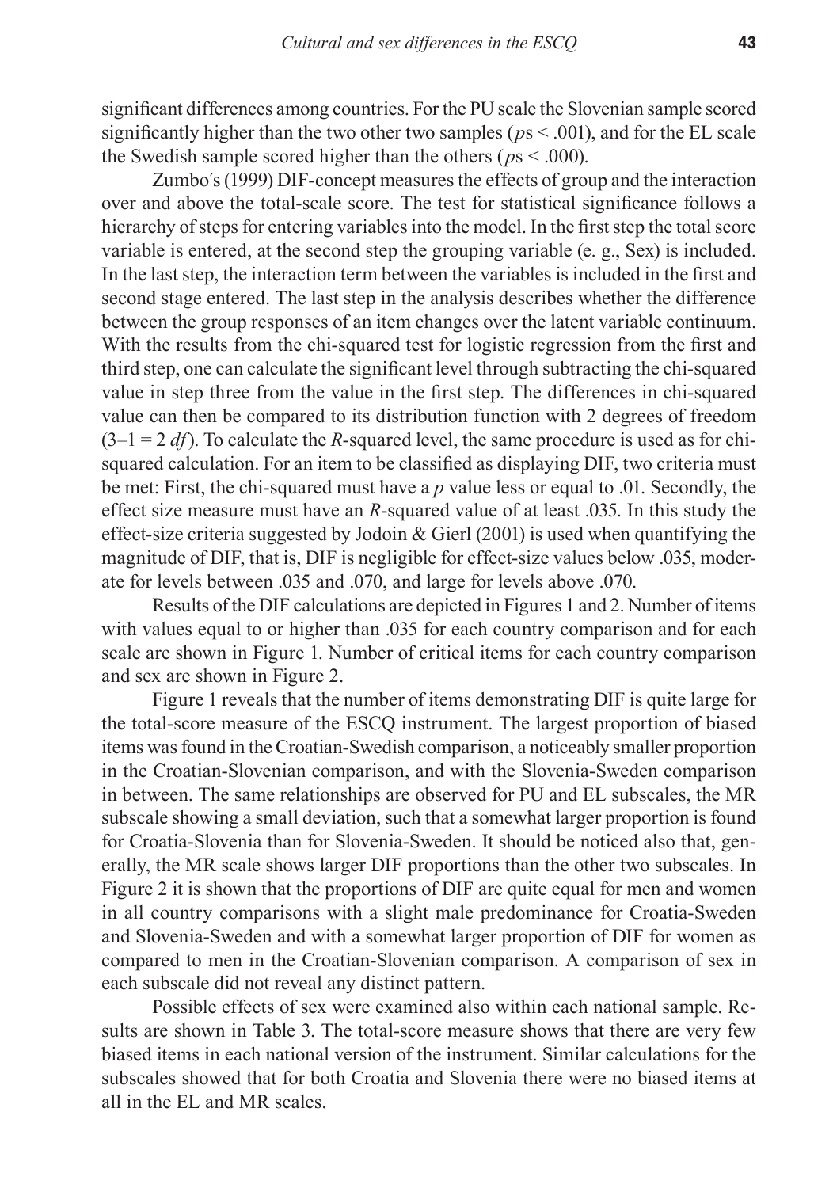significant differences among countries. For the PU scale the Slovenian sample scored significantly higher than the two other two samples ($p$s < .001), and for the EL scale the Swedish sample scored higher than the others ($p$s < .000).

Zumbo´s (1999) DIF-concept measures the effects of group and the interaction over and above the total-scale score. The test for statistical significance follows a hierarchy of steps for entering variables into the model. In the first step the total score variable is entered, at the second step the grouping variable (e. g., Sex) is included. In the last step, the interaction term between the variables is included in the first and second stage entered. The last step in the analysis describes whether the difference between the group responses of an item changes over the latent variable continuum. With the results from the chi-squared test for logistic regression from the first and third step, one can calculate the significant level through subtracting the chi-squared value in step three from the value in the first step. The differences in chi-squared value can then be compared to its distribution function with 2 degrees of freedom (3–1 = 2 $df$). To calculate the $R$-squared level, the same procedure is used as for chi-squared calculation. For an item to be classified as displaying DIF, two criteria must be met: First, the chi-squared must have a $p$ value less or equal to .01. Secondly, the effect size measure must have an $R$-squared value of at least .035. In this study the effect-size criteria suggested by Jodoin & Gierl (2001) is used when quantifying the magnitude of DIF, that is, DIF is negligible for effect-size values below .035, moderate for levels between .035 and .070, and large for levels above .070.

Results of the DIF calculations are depicted in Figures 1 and 2. Number of items with values equal to or higher than .035 for each country comparison and for each scale are shown in Figure 1. Number of critical items for each country comparison and sex are shown in Figure 2.

Figure 1 reveals that the number of items demonstrating DIF is quite large for the total-score measure of the ESCQ instrument. The largest proportion of biased items was found in the Croatian-Swedish comparison, a noticeably smaller proportion in the Croatian-Slovenian comparison, and with the Slovenia-Sweden comparison in between. The same relationships are observed for PU and EL subscales, the MR subscale showing a small deviation, such that a somewhat larger proportion is found for Croatia-Slovenia than for Slovenia-Sweden. It should be noticed also that, generally, the MR scale shows larger DIF proportions than the other two subscales. In Figure 2 it is shown that the proportions of DIF are quite equal for men and women in all country comparisons with a slight male predominance for Croatia-Sweden and Slovenia-Sweden and with a somewhat larger proportion of DIF for women as compared to men in the Croatian-Slovenian comparison. A comparison of sex in each subscale did not reveal any distinct pattern.

Possible effects of sex were examined also within each national sample. Results are shown in Table 3. The total-score measure shows that there are very few biased items in each national version of the instrument. Similar calculations for the subscales showed that for both Croatia and Slovenia there were no biased items at all in the EL and MR scales.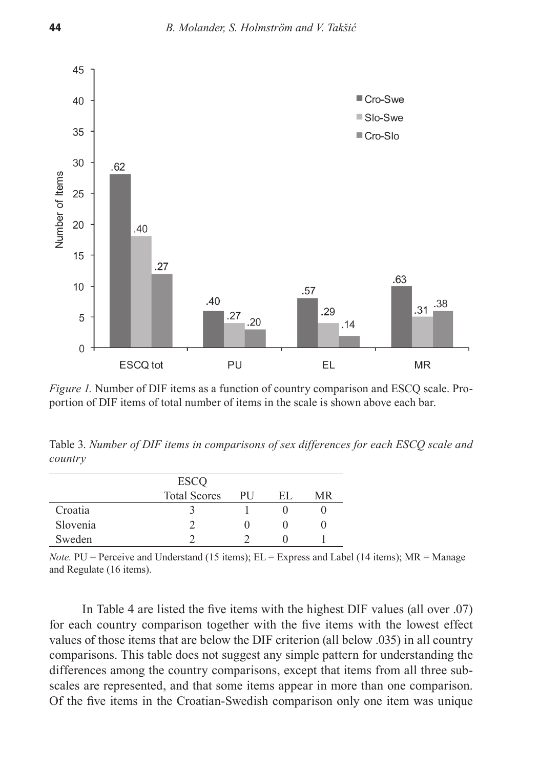*Figure 1.* Number of DIF items as a function of country comparison and ESCQ scale. Proportion of DIF items of total number of items in the scale is shown above each bar.

Table 3. *Number of DIF items in comparisons of sex differences for each ESCQ scale and country*

| | ESCQ Total Scores | PU | EL | MR |
|---|---|---|---|---|
| Croatia | 3 | 1 | 0 | 0 |
| Slovenia | 2 | 0 | 0 | 0 |
| Sweden | 2 | 2 | 0 | 1 |

*Note.* PU = Perceive and Understand (15 items); EL = Express and Label (14 items); MR = Manage and Regulate (16 items).

In Table 4 are listed the five items with the highest DIF values (all over .07) for each country comparison together with the five items with the lowest effect values of those items that are below the DIF criterion (all below .035) in all country comparisons. This table does not suggest any simple pattern for understanding the differences among the country comparisons, except that items from all three subscales are represented, and that some items appear in more than one comparison. Of the five items in the Croatian-Swedish comparison only one item was unique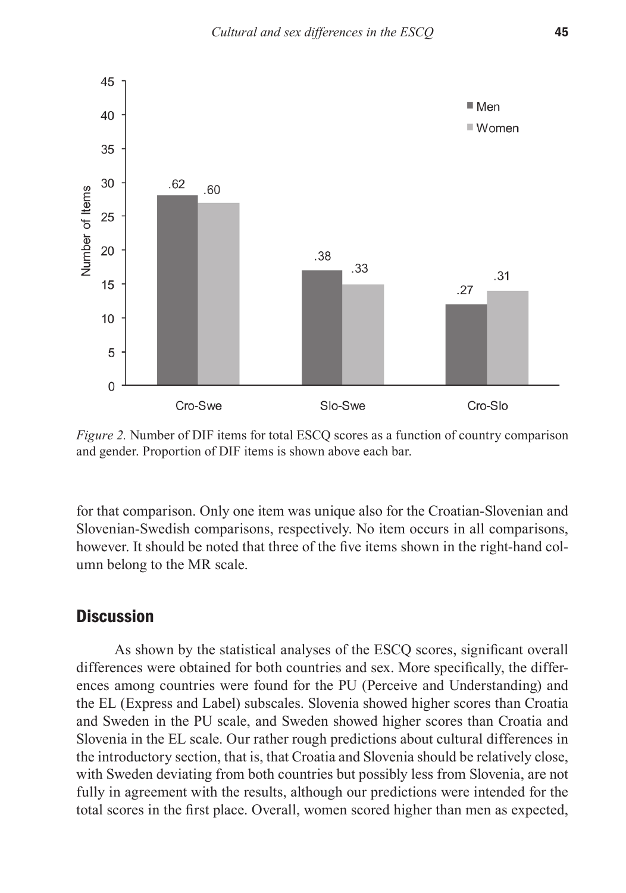*Figure 2.* Number of DIF items for total ESCQ scores as a function of country comparison and gender. Proportion of DIF items is shown above each bar.

for that comparison. Only one item was unique also for the Croatian-Slovenian and Slovenian-Swedish comparisons, respectively. No item occurs in all comparisons, however. It should be noted that three of the five items shown in the right-hand column belong to the MR scale.

## Discussion

As shown by the statistical analyses of the ESCQ scores, significant overall differences were obtained for both countries and sex. More specifically, the differences among countries were found for the PU (Perceive and Understanding) and the EL (Express and Label) subscales. Slovenia showed higher scores than Croatia and Sweden in the PU scale, and Sweden showed higher scores than Croatia and Slovenia in the EL scale. Our rather rough predictions about cultural differences in the introductory section, that is, that Croatia and Slovenia should be relatively close, with Sweden deviating from both countries but possibly less from Slovenia, are not fully in agreement with the results, although our predictions were intended for the total scores in the first place. Overall, women scored higher than men as expected,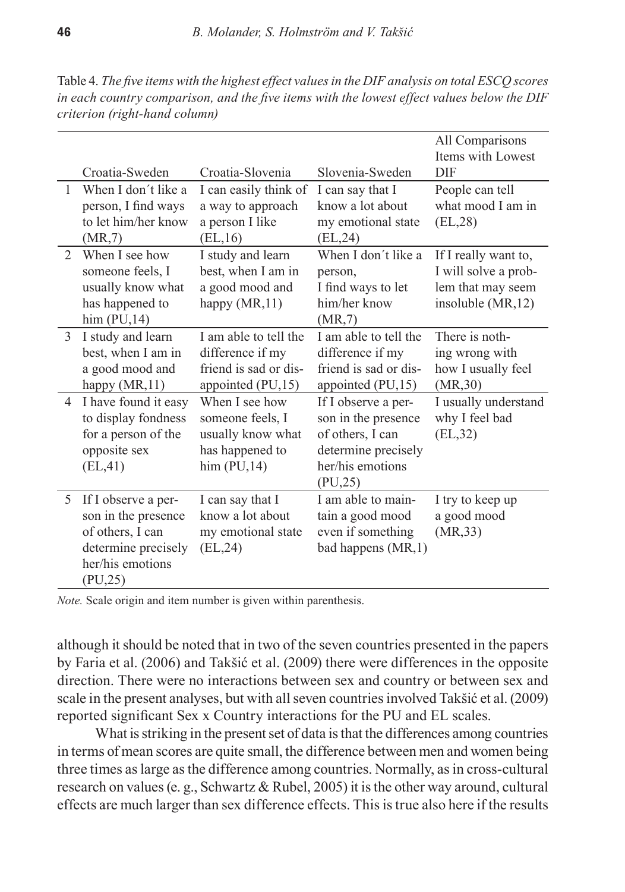Table 4. *The five items with the highest effect values in the DIF analysis on total ESCQ scores in each country comparison, and the five items with the lowest effect values below the DIF criterion (right-hand column)*

| | Croatia-Sweden | Croatia-Slovenia | Slovenia-Sweden | All Comparisons Items with Lowest DIF |
|---|---|---|---|---|
| 1 | When I don´t like a person, I find ways to let him/her know (MR,7) | I can easily think of a way to approach a person I like (EL,16) | I can say that I know a lot about my emotional state (EL,24) | People can tell what mood I am in (EL,28) |
| 2 | When I see how someone feels, I usually know what has happened to him (PU,14) | I study and learn best, when I am in a good mood and happy (MR,11) | When I don´t like a person, I find ways to let him/her know (MR,7) | If I really want to, I will solve a problem that may seem insoluble (MR,12) |
| 3 | I study and learn best, when I am in a good mood and happy (MR,11) | I am able to tell the difference if my friend is sad or disappointed (PU,15) | I am able to tell the difference if my friend is sad or disappointed (PU,15) | There is nothing wrong with how I usually feel (MR,30) |
| 4 | I have found it easy to display fondness for a person of the opposite sex (EL,41) | When I see how someone feels, I usually know what has happened to him (PU,14) | If I observe a person in the presence of others, I can determine precisely her/his emotions (PU,25) | I usually understand why I feel bad (EL,32) |
| 5 | If I observe a person in the presence of others, I can determine precisely her/his emotions (PU,25) | I can say that I know a lot about my emotional state (EL,24) | I am able to maintain a good mood even if something bad happens (MR,1) | I try to keep up a good mood (MR,33) |

*Note.* Scale origin and item number is given within parenthesis.

although it should be noted that in two of the seven countries presented in the papers by Faria et al. (2006) and Takšić et al. (2009) there were differences in the opposite direction. There were no interactions between sex and country or between sex and scale in the present analyses, but with all seven countries involved Takšić et al. (2009) reported significant Sex x Country interactions for the PU and EL scales.

What is striking in the present set of data is that the differences among countries in terms of mean scores are quite small, the difference between men and women being three times as large as the difference among countries. Normally, as in cross-cultural research on values (e. g., Schwartz & Rubel, 2005) it is the other way around, cultural effects are much larger than sex difference effects. This is true also here if the results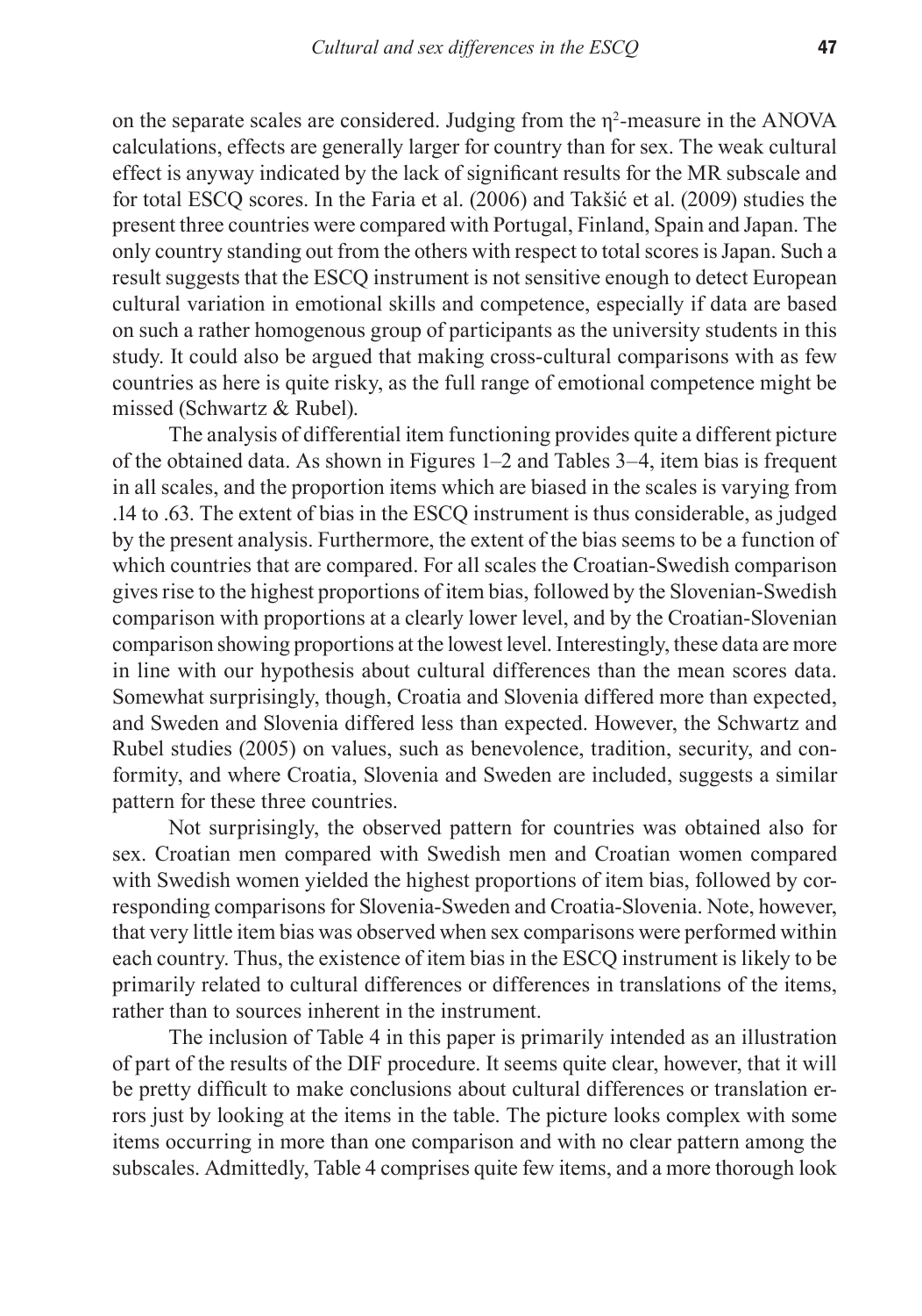on the separate scales are considered. Judging from the $\eta^2$-measure in the ANOVA calculations, effects are generally larger for country than for sex. The weak cultural effect is anyway indicated by the lack of significant results for the MR subscale and for total ESCQ scores. In the Faria et al. (2006) and Takšić et al. (2009) studies the present three countries were compared with Portugal, Finland, Spain and Japan. The only country standing out from the others with respect to total scores is Japan. Such a result suggests that the ESCQ instrument is not sensitive enough to detect European cultural variation in emotional skills and competence, especially if data are based on such a rather homogenous group of participants as the university students in this study. It could also be argued that making cross-cultural comparisons with as few countries as here is quite risky, as the full range of emotional competence might be missed (Schwartz & Rubel).

The analysis of differential item functioning provides quite a different picture of the obtained data. As shown in Figures 1–2 and Tables 3–4, item bias is frequent in all scales, and the proportion items which are biased in the scales is varying from .14 to .63. The extent of bias in the ESCQ instrument is thus considerable, as judged by the present analysis. Furthermore, the extent of the bias seems to be a function of which countries that are compared. For all scales the Croatian-Swedish comparison gives rise to the highest proportions of item bias, followed by the Slovenian-Swedish comparison with proportions at a clearly lower level, and by the Croatian-Slovenian comparison showing proportions at the lowest level. Interestingly, these data are more in line with our hypothesis about cultural differences than the mean scores data. Somewhat surprisingly, though, Croatia and Slovenia differed more than expected, and Sweden and Slovenia differed less than expected. However, the Schwartz and Rubel studies (2005) on values, such as benevolence, tradition, security, and conformity, and where Croatia, Slovenia and Sweden are included, suggests a similar pattern for these three countries.

Not surprisingly, the observed pattern for countries was obtained also for sex. Croatian men compared with Swedish men and Croatian women compared with Swedish women yielded the highest proportions of item bias, followed by corresponding comparisons for Slovenia-Sweden and Croatia-Slovenia. Note, however, that very little item bias was observed when sex comparisons were performed within each country. Thus, the existence of item bias in the ESCQ instrument is likely to be primarily related to cultural differences or differences in translations of the items, rather than to sources inherent in the instrument.

The inclusion of Table 4 in this paper is primarily intended as an illustration of part of the results of the DIF procedure. It seems quite clear, however, that it will be pretty difficult to make conclusions about cultural differences or translation errors just by looking at the items in the table. The picture looks complex with some items occurring in more than one comparison and with no clear pattern among the subscales. Admittedly, Table 4 comprises quite few items, and a more thorough look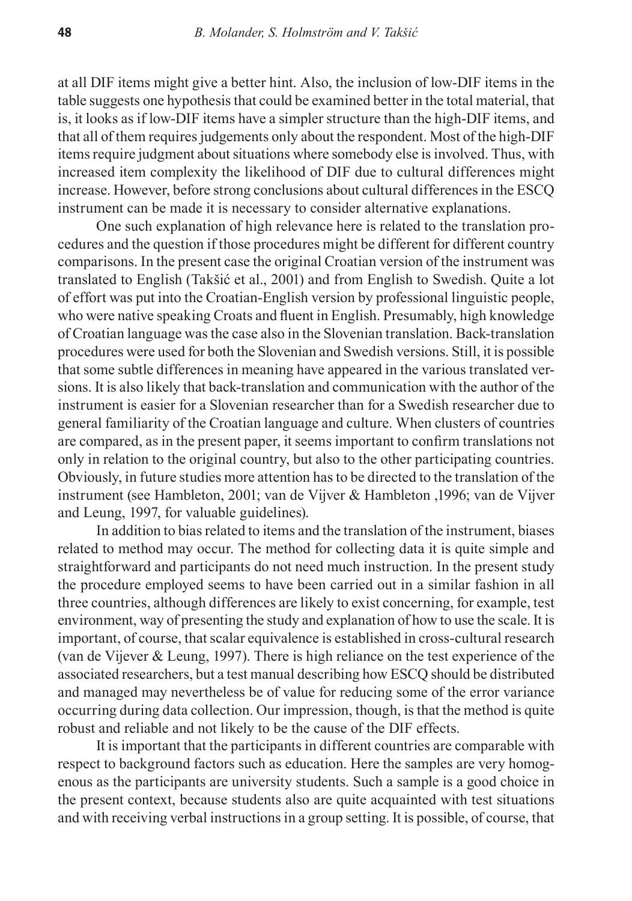at all DIF items might give a better hint. Also, the inclusion of low-DIF items in the table suggests one hypothesis that could be examined better in the total material, that is, it looks as if low-DIF items have a simpler structure than the high-DIF items, and that all of them requires judgements only about the respondent. Most of the high-DIF items require judgment about situations where somebody else is involved. Thus, with increased item complexity the likelihood of DIF due to cultural differences might increase. However, before strong conclusions about cultural differences in the ESCQ instrument can be made it is necessary to consider alternative explanations.

One such explanation of high relevance here is related to the translation procedures and the question if those procedures might be different for different country comparisons. In the present case the original Croatian version of the instrument was translated to English (Takšić et al., 2001) and from English to Swedish. Quite a lot of effort was put into the Croatian-English version by professional linguistic people, who were native speaking Croats and fluent in English. Presumably, high knowledge of Croatian language was the case also in the Slovenian translation. Back-translation procedures were used for both the Slovenian and Swedish versions. Still, it is possible that some subtle differences in meaning have appeared in the various translated versions. It is also likely that back-translation and communication with the author of the instrument is easier for a Slovenian researcher than for a Swedish researcher due to general familiarity of the Croatian language and culture. When clusters of countries are compared, as in the present paper, it seems important to confirm translations not only in relation to the original country, but also to the other participating countries. Obviously, in future studies more attention has to be directed to the translation of the instrument (see Hambleton, 2001; van de Vijver & Hambleton ,1996; van de Vijver and Leung, 1997, for valuable guidelines).

In addition to bias related to items and the translation of the instrument, biases related to method may occur. The method for collecting data it is quite simple and straightforward and participants do not need much instruction. In the present study the procedure employed seems to have been carried out in a similar fashion in all three countries, although differences are likely to exist concerning, for example, test environment, way of presenting the study and explanation of how to use the scale. It is important, of course, that scalar equivalence is established in cross-cultural research (van de Vijever & Leung, 1997). There is high reliance on the test experience of the associated researchers, but a test manual describing how ESCQ should be distributed and managed may nevertheless be of value for reducing some of the error variance occurring during data collection. Our impression, though, is that the method is quite robust and reliable and not likely to be the cause of the DIF effects.

It is important that the participants in different countries are comparable with respect to background factors such as education. Here the samples are very homogenous as the participants are university students. Such a sample is a good choice in the present context, because students also are quite acquainted with test situations and with receiving verbal instructions in a group setting. It is possible, of course, that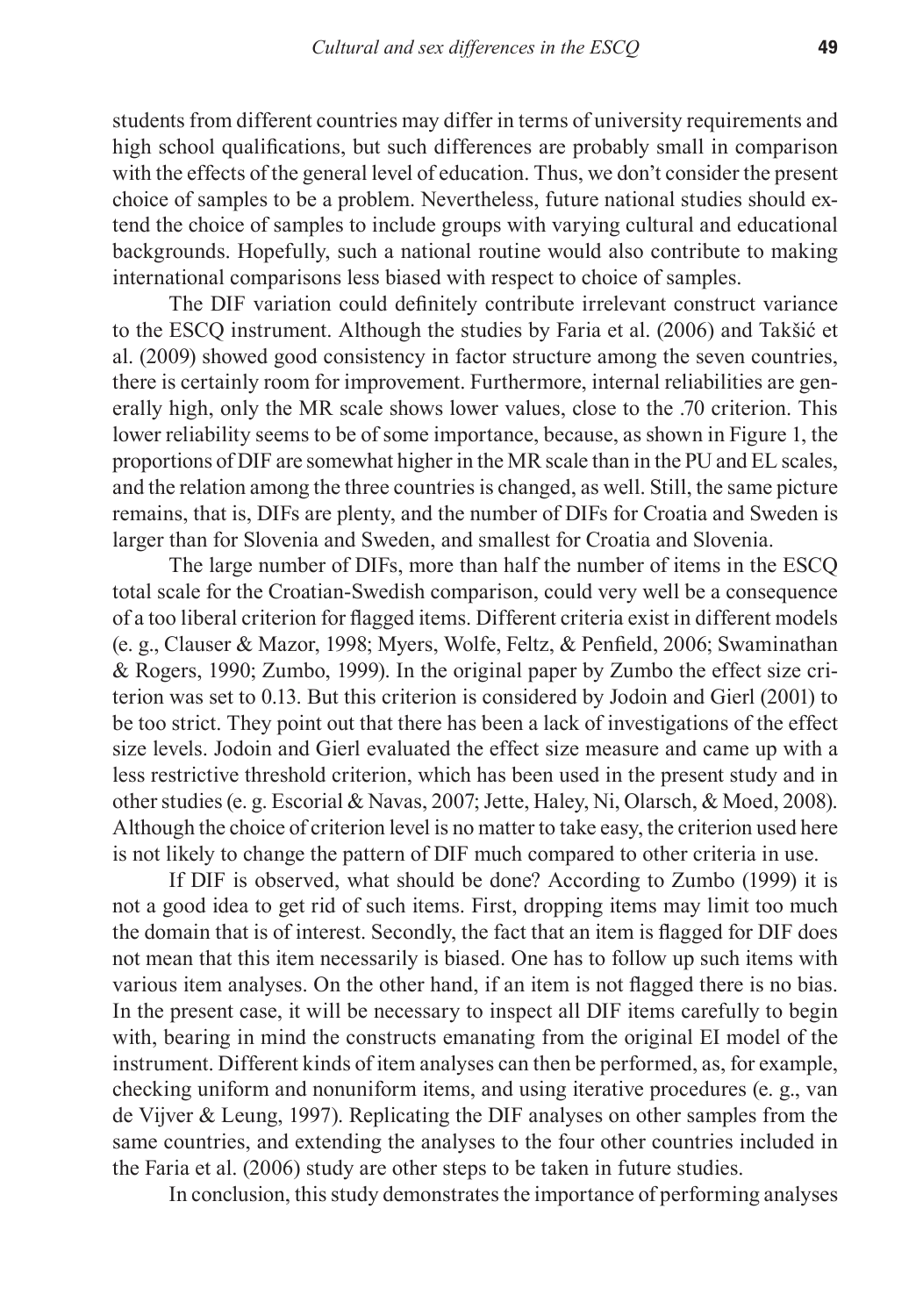students from different countries may differ in terms of university requirements and high school qualifications, but such differences are probably small in comparison with the effects of the general level of education. Thus, we don't consider the present choice of samples to be a problem. Nevertheless, future national studies should extend the choice of samples to include groups with varying cultural and educational backgrounds. Hopefully, such a national routine would also contribute to making international comparisons less biased with respect to choice of samples.

The DIF variation could definitely contribute irrelevant construct variance to the ESCQ instrument. Although the studies by Faria et al. (2006) and Takšić et al. (2009) showed good consistency in factor structure among the seven countries, there is certainly room for improvement. Furthermore, internal reliabilities are generally high, only the MR scale shows lower values, close to the .70 criterion. This lower reliability seems to be of some importance, because, as shown in Figure 1, the proportions of DIF are somewhat higher in the MR scale than in the PU and EL scales, and the relation among the three countries is changed, as well. Still, the same picture remains, that is, DIFs are plenty, and the number of DIFs for Croatia and Sweden is larger than for Slovenia and Sweden, and smallest for Croatia and Slovenia.

The large number of DIFs, more than half the number of items in the ESCQ total scale for the Croatian-Swedish comparison, could very well be a consequence of a too liberal criterion for flagged items. Different criteria exist in different models (e. g., Clauser & Mazor, 1998; Myers, Wolfe, Feltz, & Penfield, 2006; Swaminathan & Rogers, 1990; Zumbo, 1999). In the original paper by Zumbo the effect size criterion was set to 0.13. But this criterion is considered by Jodoin and Gierl (2001) to be too strict. They point out that there has been a lack of investigations of the effect size levels. Jodoin and Gierl evaluated the effect size measure and came up with a less restrictive threshold criterion, which has been used in the present study and in other studies (e. g. Escorial & Navas, 2007; Jette, Haley, Ni, Olarsch, & Moed, 2008). Although the choice of criterion level is no matter to take easy, the criterion used here is not likely to change the pattern of DIF much compared to other criteria in use.

If DIF is observed, what should be done? According to Zumbo (1999) it is not a good idea to get rid of such items. First, dropping items may limit too much the domain that is of interest. Secondly, the fact that an item is flagged for DIF does not mean that this item necessarily is biased. One has to follow up such items with various item analyses. On the other hand, if an item is not flagged there is no bias. In the present case, it will be necessary to inspect all DIF items carefully to begin with, bearing in mind the constructs emanating from the original EI model of the instrument. Different kinds of item analyses can then be performed, as, for example, checking uniform and nonuniform items, and using iterative procedures (e. g., van de Vijver & Leung, 1997). Replicating the DIF analyses on other samples from the same countries, and extending the analyses to the four other countries included in the Faria et al. (2006) study are other steps to be taken in future studies.

In conclusion, this study demonstrates the importance of performing analyses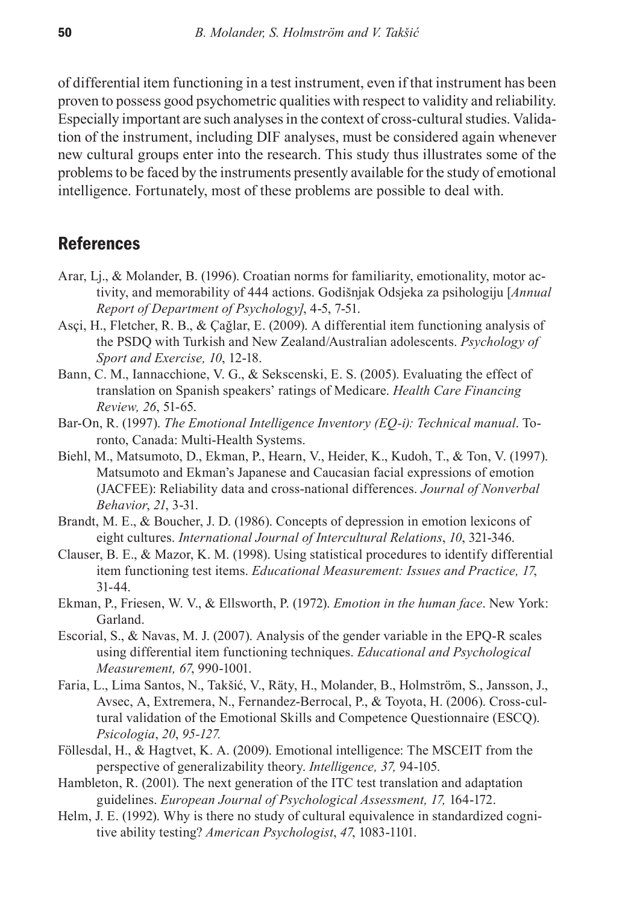of differential item functioning in a test instrument, even if that instrument has been proven to possess good psychometric qualities with respect to validity and reliability. Especially important are such analyses in the context of cross-cultural studies. Validation of the instrument, including DIF analyses, must be considered again whenever new cultural groups enter into the research. This study thus illustrates some of the problems to be faced by the instruments presently available for the study of emotional intelligence. Fortunately, most of these problems are possible to deal with.

## References

Arar, Lj., & Molander, B. (1996). Croatian norms for familiarity, emotionality, motor activity, and memorability of 444 actions. Godišnjak Odsjeka za psihologiju [*Annual Report of Department of Psychology]*, 4-5, 7-51.

Asçi, H., Fletcher, R. B., & Çağlar, E. (2009). A differential item functioning analysis of the PSDQ with Turkish and New Zealand/Australian adolescents. *Psychology of Sport and Exercise, 10*, 12-18.

Bann, C. M., Iannacchione, V. G., & Sekscenski, E. S. (2005). Evaluating the effect of translation on Spanish speakers' ratings of Medicare. *Health Care Financing Review, 26*, 51-65.

Bar-On, R. (1997). *The Emotional Intelligence Inventory (EQ-i): Technical manual*. Toronto, Canada: Multi-Health Systems.

Biehl, M., Matsumoto, D., Ekman, P., Hearn, V., Heider, K., Kudoh, T., & Ton, V. (1997). Matsumoto and Ekman's Japanese and Caucasian facial expressions of emotion (JACFEE): Reliability data and cross-national differences. *Journal of Nonverbal Behavior*, *21*, 3-31.

Brandt, M. E., & Boucher, J. D. (1986). Concepts of depression in emotion lexicons of eight cultures. *International Journal of Intercultural Relations*, *10*, 321-346.

Clauser, B. E., & Mazor, K. M. (1998). Using statistical procedures to identify differential item functioning test items. *Educational Measurement: Issues and Practice, 17*, 31-44.

Ekman, P., Friesen, W. V., & Ellsworth, P. (1972). *Emotion in the human face*. New York: Garland.

Escorial, S., & Navas, M. J. (2007). Analysis of the gender variable in the EPQ-R scales using differential item functioning techniques. *Educational and Psychological Measurement, 67*, 990-1001.

Faria, L., Lima Santos, N., Takšić, V., Räty, H., Molander, B., Holmström, S., Jansson, J., Avsec, A, Extremera, N., Fernandez-Berrocal, P., & Toyota, H. (2006). Cross-cultural validation of the Emotional Skills and Competence Questionnaire (ESCQ). *Psicologia*, *20*, *95-127.*

Föllesdal, H., & Hagtvet, K. A. (2009). Emotional intelligence: The MSCEIT from the perspective of generalizability theory. *Intelligence, 37,* 94-105.

Hambleton, R. (2001). The next generation of the ITC test translation and adaptation guidelines. *European Journal of Psychological Assessment, 17,* 164-172.

Helm, J. E. (1992). Why is there no study of cultural equivalence in standardized cognitive ability testing? *American Psychologist*, *47*, 1083-1101.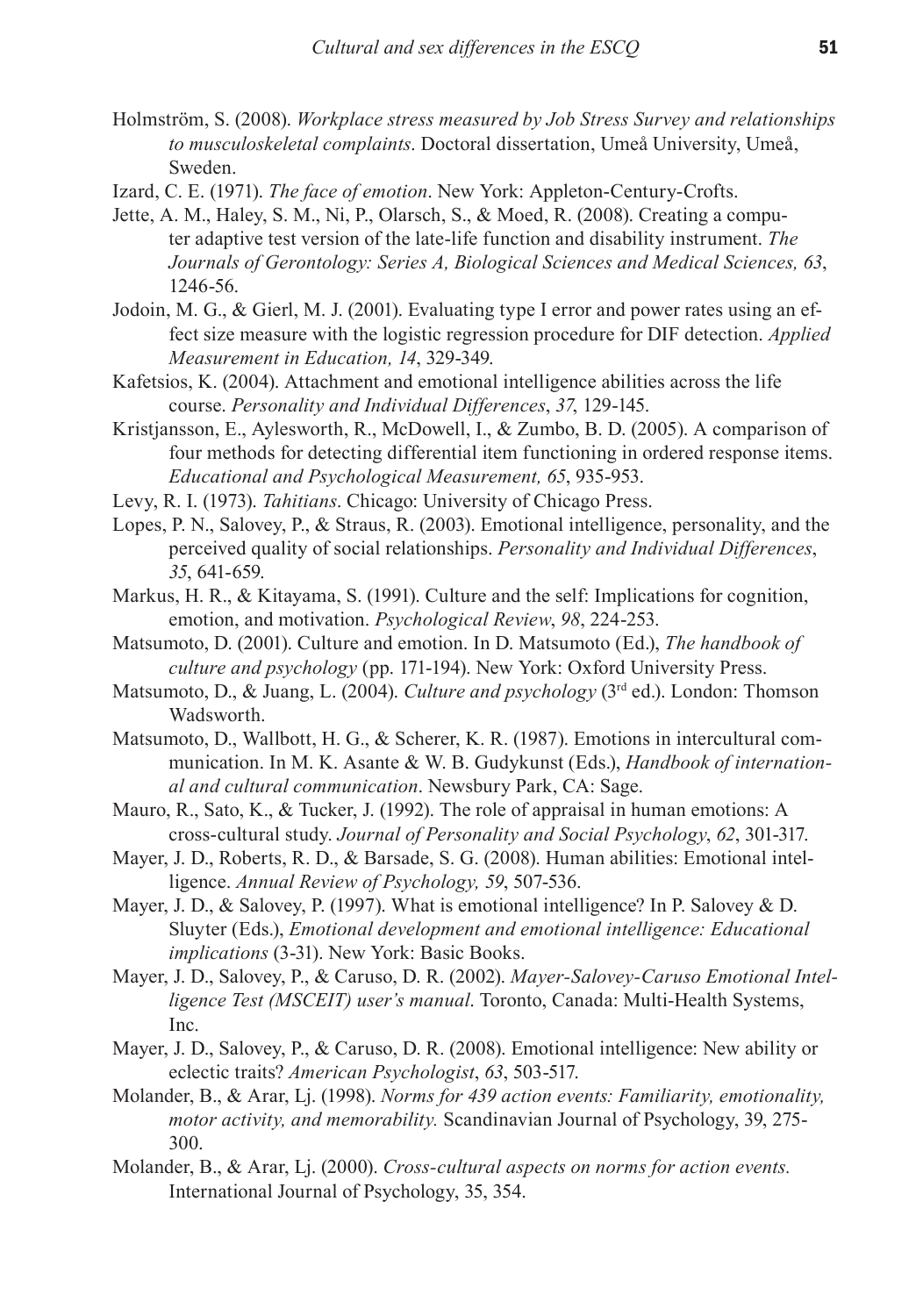Holmström, S. (2008). *Workplace stress measured by Job Stress Survey and relationships to musculoskeletal complaints*. Doctoral dissertation, Umeå University, Umeå, Sweden.

Izard, C. E. (1971). *The face of emotion*. New York: Appleton-Century-Crofts.

Jette, A. M., Haley, S. M., Ni, P., Olarsch, S., & Moed, R. (2008). Creating a computer adaptive test version of the late-life function and disability instrument. *The Journals of Gerontology: Series A, Biological Sciences and Medical Sciences, 63*, 1246-56.

Jodoin, M. G., & Gierl, M. J. (2001). Evaluating type I error and power rates using an effect size measure with the logistic regression procedure for DIF detection. *Applied Measurement in Education, 14*, 329-349.

Kafetsios, K. (2004). Attachment and emotional intelligence abilities across the life course. *Personality and Individual Differences*, *37*, 129-145.

Kristjansson, E., Aylesworth, R., McDowell, I., & Zumbo, B. D. (2005). A comparison of four methods for detecting differential item functioning in ordered response items. *Educational and Psychological Measurement, 65*, 935-953.

Levy, R. I. (1973). *Tahitians*. Chicago: University of Chicago Press.

Lopes, P. N., Salovey, P., & Straus, R. (2003). Emotional intelligence, personality, and the perceived quality of social relationships. *Personality and Individual Differences*, *35*, 641-659.

Markus, H. R., & Kitayama, S. (1991). Culture and the self: Implications for cognition, emotion, and motivation. *Psychological Review*, *98*, 224-253.

Matsumoto, D. (2001). Culture and emotion. In D. Matsumoto (Ed.), *The handbook of culture and psychology* (pp. 171-194). New York: Oxford University Press.

Matsumoto, D., & Juang, L. (2004). *Culture and psychology* (3rd ed.). London: Thomson Wadsworth.

Matsumoto, D., Wallbott, H. G., & Scherer, K. R. (1987). Emotions in intercultural communication. In M. K. Asante & W. B. Gudykunst (Eds.), *Handbook of international and cultural communication*. Newsbury Park, CA: Sage.

Mauro, R., Sato, K., & Tucker, J. (1992). The role of appraisal in human emotions: A cross-cultural study. *Journal of Personality and Social Psychology*, *62*, 301-317.

Mayer, J. D., Roberts, R. D., & Barsade, S. G. (2008). Human abilities: Emotional intelligence. *Annual Review of Psychology, 59*, 507-536.

Mayer, J. D., & Salovey, P. (1997). What is emotional intelligence? In P. Salovey & D. Sluyter (Eds.), *Emotional development and emotional intelligence: Educational implications* (3-31). New York: Basic Books.

Mayer, J. D., Salovey, P., & Caruso, D. R. (2002). *Mayer-Salovey-Caruso Emotional Intelligence Test (MSCEIT) user's manual*. Toronto, Canada: Multi-Health Systems, Inc.

Mayer, J. D., Salovey, P., & Caruso, D. R. (2008). Emotional intelligence: New ability or eclectic traits? *American Psychologist*, *63*, 503-517.

Molander, B., & Arar, Lj. (1998). *Norms for 439 action events: Familiarity, emotionality, motor activity, and memorability.* Scandinavian Journal of Psychology, 39, 275-300.

Molander, B., & Arar, Lj. (2000). *Cross-cultural aspects on norms for action events.* International Journal of Psychology, 35, 354.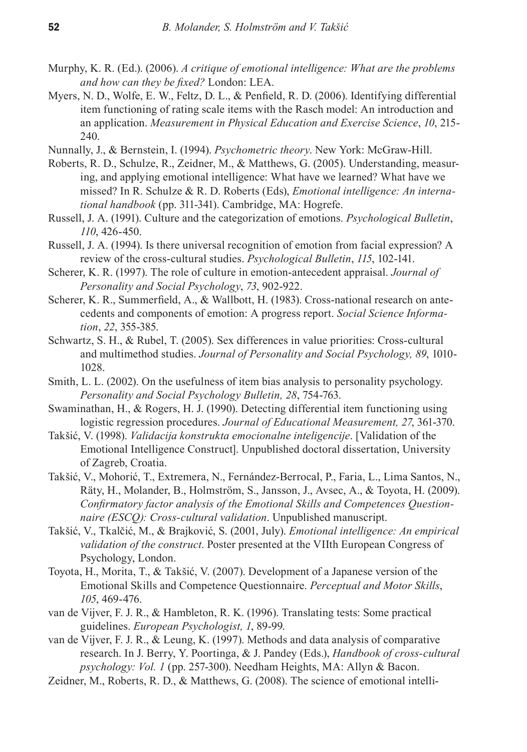Murphy, K. R. (Ed.). (2006). *A critique of emotional intelligence: What are the problems and how can they be fixed?* London: LEA.

Myers, N. D., Wolfe, E. W., Feltz, D. L., & Penfield, R. D. (2006). Identifying differential item functioning of rating scale items with the Rasch model: An introduction and an application. *Measurement in Physical Education and Exercise Science*, *10*, 215-240.

Nunnally, J., & Bernstein, I. (1994). *Psychometric theory*. New York: McGraw-Hill.

Roberts, R. D., Schulze, R., Zeidner, M., & Matthews, G. (2005). Understanding, measuring, and applying emotional intelligence: What have we learned? What have we missed? In R. Schulze & R. D. Roberts (Eds), *Emotional intelligence: An international handbook* (pp. 311-341). Cambridge, MA: Hogrefe.

Russell, J. A. (1991). Culture and the categorization of emotions. *Psychological Bulletin*, *110*, 426-450.

Russell, J. A. (1994). Is there universal recognition of emotion from facial expression? A review of the cross-cultural studies. *Psychological Bulletin*, *115*, 102-141.

Scherer, K. R. (1997). The role of culture in emotion-antecedent appraisal. *Journal of Personality and Social Psychology*, *73*, 902-922.

Scherer, K. R., Summerfield, A., & Wallbott, H. (1983). Cross-national research on antecedents and components of emotion: A progress report. *Social Science Information*, *22*, 355-385.

Schwartz, S. H., & Rubel, T. (2005). Sex differences in value priorities: Cross-cultural and multimethod studies. *Journal of Personality and Social Psychology, 89*, 1010-1028.

Smith, L. L. (2002). On the usefulness of item bias analysis to personality psychology. *Personality and Social Psychology Bulletin, 28*, 754-763.

Swaminathan, H., & Rogers, H. J. (1990). Detecting differential item functioning using logistic regression procedures. *Journal of Educational Measurement, 27*, 361-370.

Takšić, V. (1998). *Validacija konstrukta emocionalne inteligencije*. [Validation of the Emotional Intelligence Construct]. Unpublished doctoral dissertation, University of Zagreb, Croatia.

Takšić, V., Mohorić, T., Extremera, N., Fernández-Berrocal, P., Faria, L., Lima Santos, N., Räty, H., Molander, B., Holmström, S., Jansson, J., Avsec, A., & Toyota, H. (2009). *Confirmatory factor analysis of the Emotional Skills and Competences Questionnaire (ESCQ): Cross-cultural validation*. Unpublished manuscript.

Takšić, V., Tkalčić, M., & Brajković, S. (2001, July). *Emotional intelligence: An empirical validation of the construct*. Poster presented at the VIIth European Congress of Psychology, London.

Toyota, H., Morita, T., & Takšić, V. (2007). Development of a Japanese version of the Emotional Skills and Competence Questionnaire. *Perceptual and Motor Skills*, *105*, 469-476.

van de Vijver, F. J. R., & Hambleton, R. K. (1996). Translating tests: Some practical guidelines. *European Psychologist, 1*, 89-99.

van de Vijver, F. J. R., & Leung, K. (1997). Methods and data analysis of comparative research. In J. Berry, Y. Poortinga, & J. Pandey (Eds.), *Handbook of cross-cultural psychology: Vol. 1* (pp. 257-300). Needham Heights, MA: Allyn & Bacon.

Zeidner, M., Roberts, R. D., & Matthews, G. (2008). The science of emotional intelli-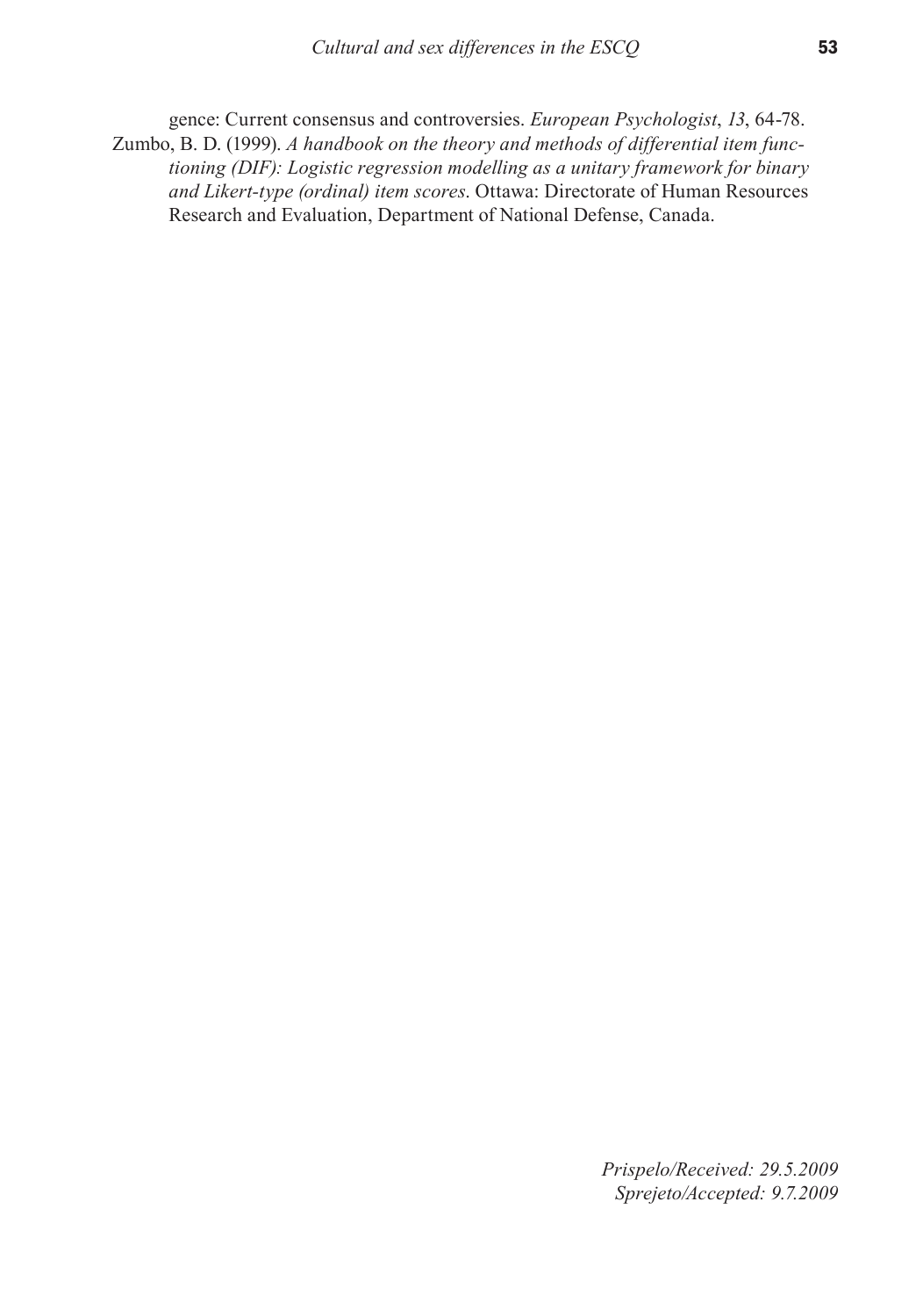gence: Current consensus and controversies. *European Psychologist*, *13*, 64-78.

Zumbo, B. D. (1999). *A handbook on the theory and methods of differential item functioning (DIF): Logistic regression modelling as a unitary framework for binary and Likert-type (ordinal) item scores*. Ottawa: Directorate of Human Resources Research and Evaluation, Department of National Defense, Canada.

*Prispelo/Received: 29.5.2009*
*Sprejeto/Accepted: 9.7.2009*